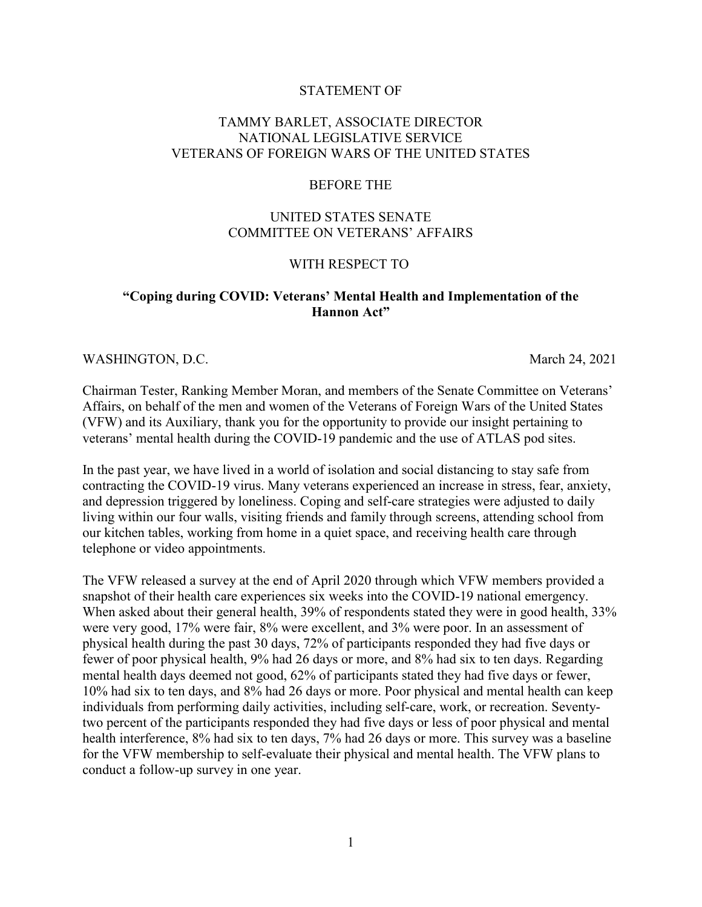STATEMENT OF

TAMMY BARLET, ASSOCIATE DIRECTOR
NATIONAL LEGISLATIVE SERVICE
VETERANS OF FOREIGN WARS OF THE UNITED STATES

BEFORE THE

UNITED STATES SENATE
COMMITTEE ON VETERANS' AFFAIRS

WITH RESPECT TO

**"Coping during COVID: Veterans' Mental Health and Implementation of the Hannon Act"**

WASHINGTON, D.C. March 24, 2021

Chairman Tester, Ranking Member Moran, and members of the Senate Committee on Veterans' Affairs, on behalf of the men and women of the Veterans of Foreign Wars of the United States (VFW) and its Auxiliary, thank you for the opportunity to provide our insight pertaining to veterans' mental health during the COVID-19 pandemic and the use of ATLAS pod sites.

In the past year, we have lived in a world of isolation and social distancing to stay safe from contracting the COVID-19 virus. Many veterans experienced an increase in stress, fear, anxiety, and depression triggered by loneliness. Coping and self-care strategies were adjusted to daily living within our four walls, visiting friends and family through screens, attending school from our kitchen tables, working from home in a quiet space, and receiving health care through telephone or video appointments.

The VFW released a survey at the end of April 2020 through which VFW members provided a snapshot of their health care experiences six weeks into the COVID-19 national emergency. When asked about their general health, 39% of respondents stated they were in good health, 33% were very good, 17% were fair, 8% were excellent, and 3% were poor. In an assessment of physical health during the past 30 days, 72% of participants responded they had five days or fewer of poor physical health, 9% had 26 days or more, and 8% had six to ten days. Regarding mental health days deemed not good, 62% of participants stated they had five days or fewer, 10% had six to ten days, and 8% had 26 days or more. Poor physical and mental health can keep individuals from performing daily activities, including self-care, work, or recreation. Seventy-two percent of the participants responded they had five days or less of poor physical and mental health interference, 8% had six to ten days, 7% had 26 days or more. This survey was a baseline for the VFW membership to self-evaluate their physical and mental health. The VFW plans to conduct a follow-up survey in one year.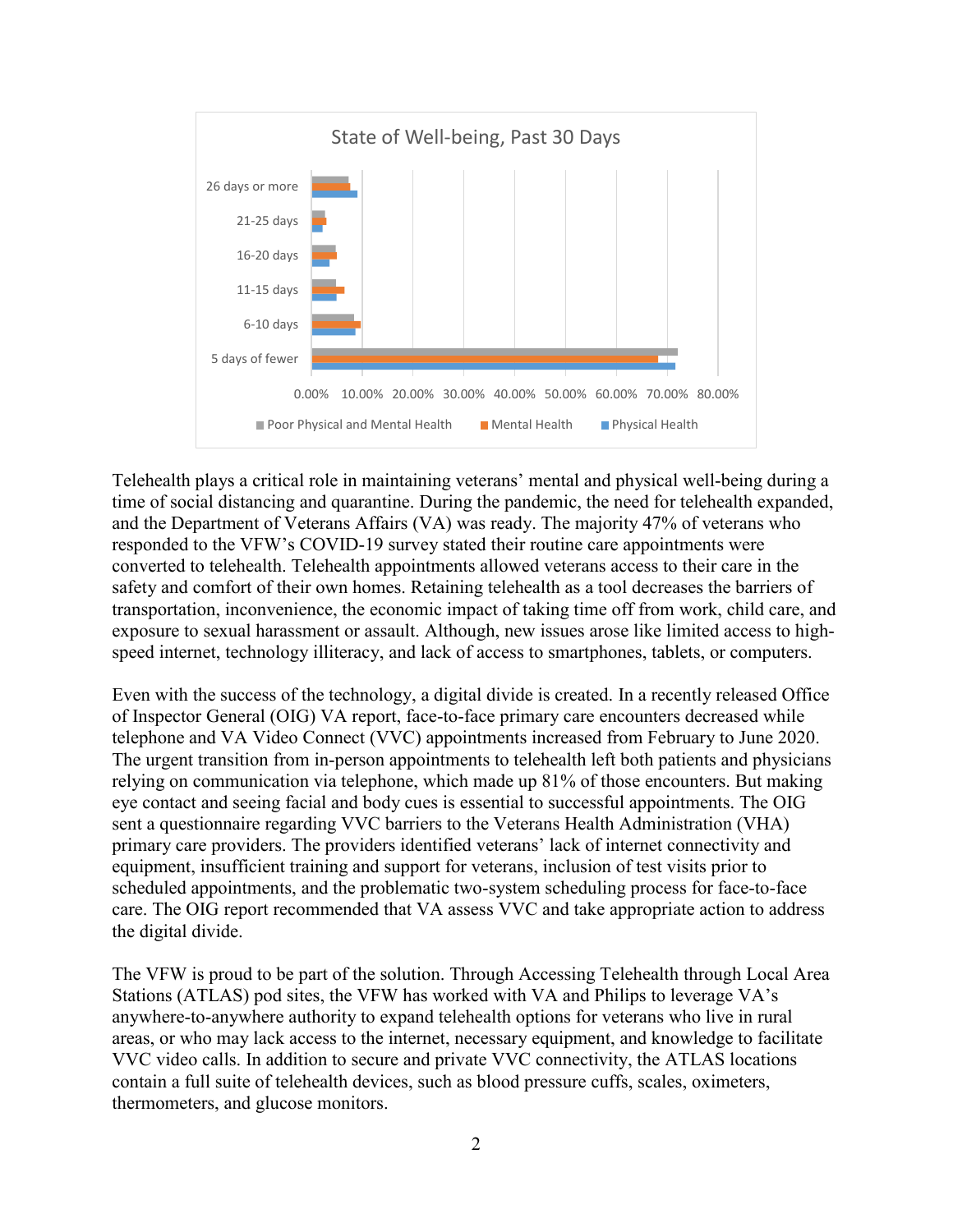State of Well-being, Past 30 Days

Telehealth plays a critical role in maintaining veterans' mental and physical well-being during a time of social distancing and quarantine. During the pandemic, the need for telehealth expanded, and the Department of Veterans Affairs (VA) was ready. The majority 47% of veterans who responded to the VFW's COVID-19 survey stated their routine care appointments were converted to telehealth. Telehealth appointments allowed veterans access to their care in the safety and comfort of their own homes. Retaining telehealth as a tool decreases the barriers of transportation, inconvenience, the economic impact of taking time off from work, child care, and exposure to sexual harassment or assault. Although, new issues arose like limited access to high-speed internet, technology illiteracy, and lack of access to smartphones, tablets, or computers.

Even with the success of the technology, a digital divide is created. In a recently released Office of Inspector General (OIG) VA report, face-to-face primary care encounters decreased while telephone and VA Video Connect (VVC) appointments increased from February to June 2020. The urgent transition from in-person appointments to telehealth left both patients and physicians relying on communication via telephone, which made up 81% of those encounters. But making eye contact and seeing facial and body cues is essential to successful appointments. The OIG sent a questionnaire regarding VVC barriers to the Veterans Health Administration (VHA) primary care providers. The providers identified veterans' lack of internet connectivity and equipment, insufficient training and support for veterans, inclusion of test visits prior to scheduled appointments, and the problematic two-system scheduling process for face-to-face care. The OIG report recommended that VA assess VVC and take appropriate action to address the digital divide.

The VFW is proud to be part of the solution. Through Accessing Telehealth through Local Area Stations (ATLAS) pod sites, the VFW has worked with VA and Philips to leverage VA's anywhere-to-anywhere authority to expand telehealth options for veterans who live in rural areas, or who may lack access to the internet, necessary equipment, and knowledge to facilitate VVC video calls. In addition to secure and private VVC connectivity, the ATLAS locations contain a full suite of telehealth devices, such as blood pressure cuffs, scales, oximeters, thermometers, and glucose monitors.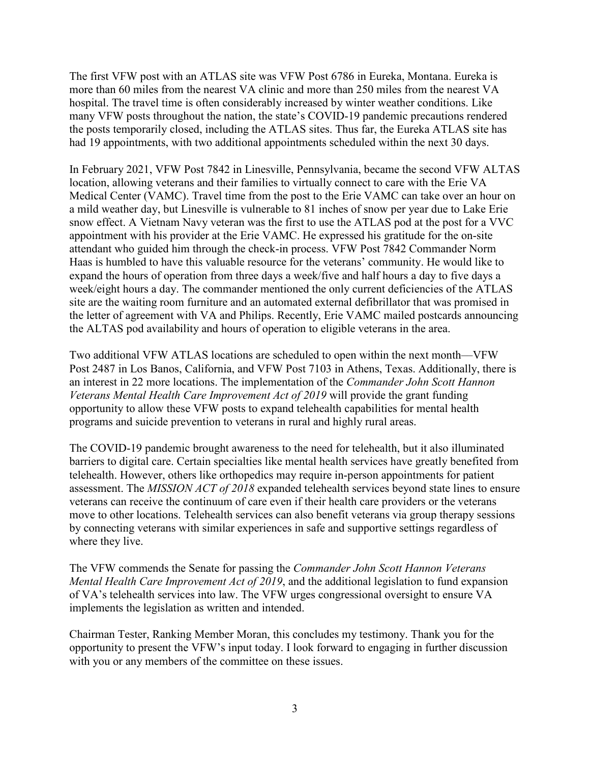The first VFW post with an ATLAS site was VFW Post 6786 in Eureka, Montana. Eureka is more than 60 miles from the nearest VA clinic and more than 250 miles from the nearest VA hospital. The travel time is often considerably increased by winter weather conditions. Like many VFW posts throughout the nation, the state's COVID-19 pandemic precautions rendered the posts temporarily closed, including the ATLAS sites. Thus far, the Eureka ATLAS site has had 19 appointments, with two additional appointments scheduled within the next 30 days.

In February 2021, VFW Post 7842 in Linesville, Pennsylvania, became the second VFW ALTAS location, allowing veterans and their families to virtually connect to care with the Erie VA Medical Center (VAMC). Travel time from the post to the Erie VAMC can take over an hour on a mild weather day, but Linesville is vulnerable to 81 inches of snow per year due to Lake Erie snow effect. A Vietnam Navy veteran was the first to use the ATLAS pod at the post for a VVC appointment with his provider at the Erie VAMC. He expressed his gratitude for the on-site attendant who guided him through the check-in process. VFW Post 7842 Commander Norm Haas is humbled to have this valuable resource for the veterans' community. He would like to expand the hours of operation from three days a week/five and half hours a day to five days a week/eight hours a day. The commander mentioned the only current deficiencies of the ATLAS site are the waiting room furniture and an automated external defibrillator that was promised in the letter of agreement with VA and Philips. Recently, Erie VAMC mailed postcards announcing the ALTAS pod availability and hours of operation to eligible veterans in the area.

Two additional VFW ATLAS locations are scheduled to open within the next month—VFW Post 2487 in Los Banos, California, and VFW Post 7103 in Athens, Texas. Additionally, there is an interest in 22 more locations. The implementation of the *Commander John Scott Hannon Veterans Mental Health Care Improvement Act of 2019* will provide the grant funding opportunity to allow these VFW posts to expand telehealth capabilities for mental health programs and suicide prevention to veterans in rural and highly rural areas.

The COVID-19 pandemic brought awareness to the need for telehealth, but it also illuminated barriers to digital care. Certain specialties like mental health services have greatly benefited from telehealth. However, others like orthopedics may require in-person appointments for patient assessment. The *MISSION ACT of 2018* expanded telehealth services beyond state lines to ensure veterans can receive the continuum of care even if their health care providers or the veterans move to other locations. Telehealth services can also benefit veterans via group therapy sessions by connecting veterans with similar experiences in safe and supportive settings regardless of where they live.

The VFW commends the Senate for passing the *Commander John Scott Hannon Veterans Mental Health Care Improvement Act of 2019*, and the additional legislation to fund expansion of VA's telehealth services into law. The VFW urges congressional oversight to ensure VA implements the legislation as written and intended.

Chairman Tester, Ranking Member Moran, this concludes my testimony. Thank you for the opportunity to present the VFW's input today. I look forward to engaging in further discussion with you or any members of the committee on these issues.